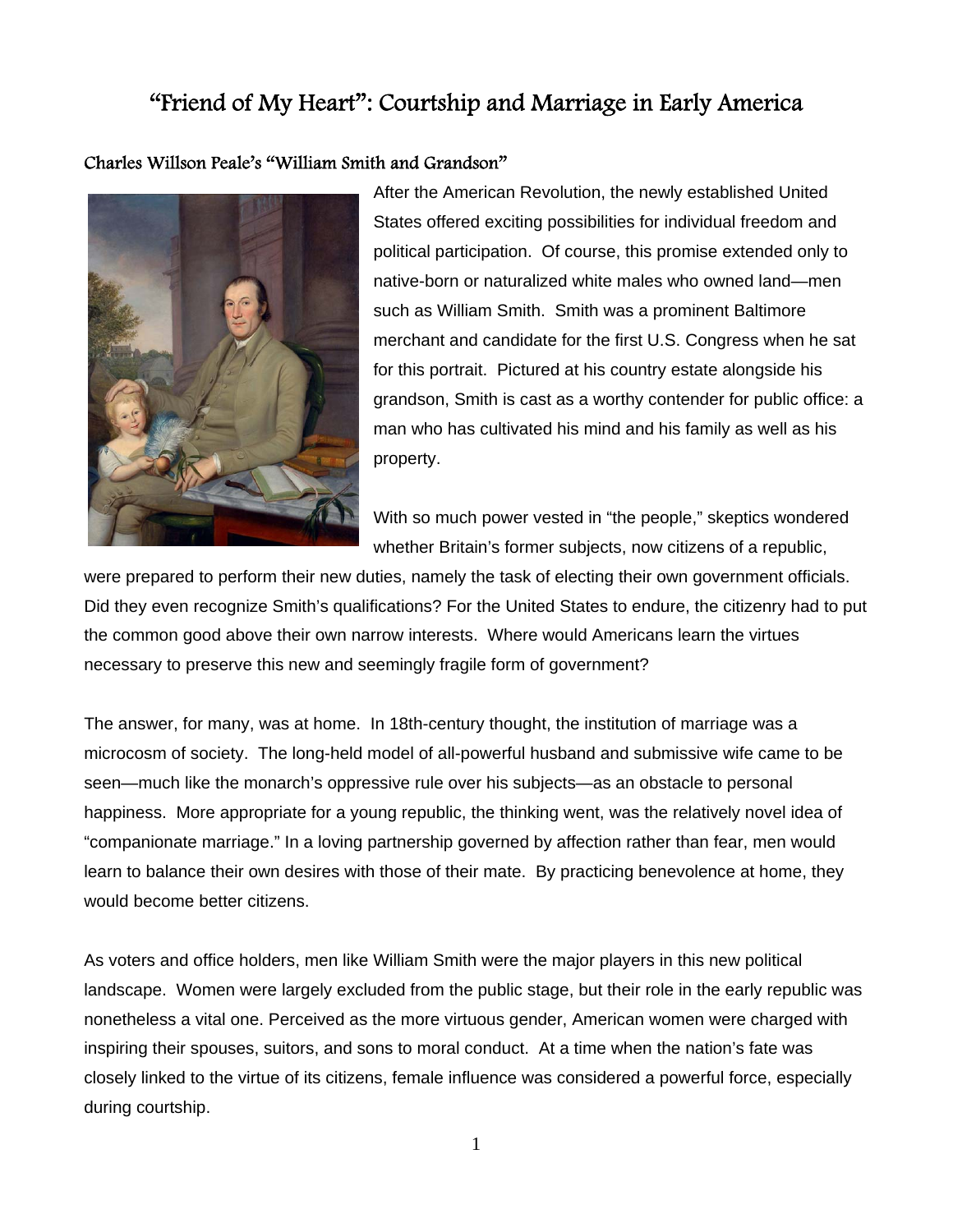# "Friend of My Heart": Courtship and Marriage in Early America

## Charles Willson Peale's "William Smith and Grandson"

After the American Revolution, the newly established United States offered exciting possibilities for individual freedom and political participation. Of course, this promise extended only to native-born or naturalized white males who owned land—men such as William Smith. Smith was a prominent Baltimore merchant and candidate for the first U.S. Congress when he sat for this portrait. Pictured at his country estate alongside his grandson, Smith is cast as a worthy contender for public office: a man who has cultivated his mind and his family as well as his property.

With so much power vested in "the people," skeptics wondered whether Britain's former subjects, now citizens of a republic, were prepared to perform their new duties, namely the task of electing their own government officials. Did they even recognize Smith's qualifications? For the United States to endure, the citizenry had to put the common good above their own narrow interests. Where would Americans learn the virtues necessary to preserve this new and seemingly fragile form of government?

The answer, for many, was at home. In 18th-century thought, the institution of marriage was a microcosm of society. The long-held model of all-powerful husband and submissive wife came to be seen—much like the monarch's oppressive rule over his subjects—as an obstacle to personal happiness. More appropriate for a young republic, the thinking went, was the relatively novel idea of "companionate marriage." In a loving partnership governed by affection rather than fear, men would learn to balance their own desires with those of their mate. By practicing benevolence at home, they would become better citizens.

As voters and office holders, men like William Smith were the major players in this new political landscape. Women were largely excluded from the public stage, but their role in the early republic was nonetheless a vital one. Perceived as the more virtuous gender, American women were charged with inspiring their spouses, suitors, and sons to moral conduct. At a time when the nation's fate was closely linked to the virtue of its citizens, female influence was considered a powerful force, especially during courtship.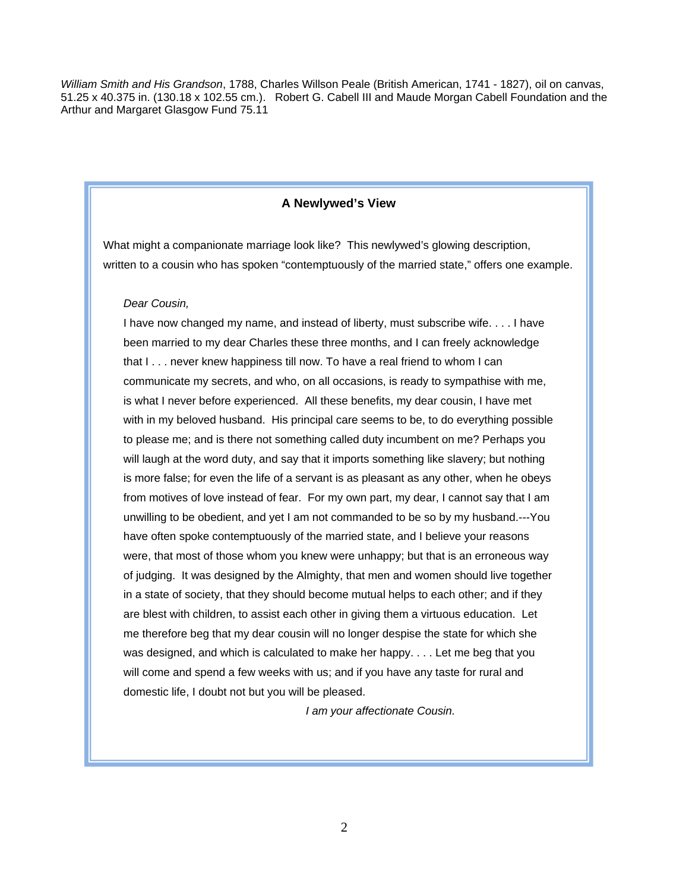*William Smith and His Grandson*, 1788, Charles Willson Peale (British American, 1741 - 1827), oil on canvas, 51.25 x 40.375 in. (130.18 x 102.55 cm.). Robert G. Cabell III and Maude Morgan Cabell Foundation and the Arthur and Margaret Glasgow Fund 75.11

### A Newlywed's View

What might a companionate marriage look like? This newlywed's glowing description, written to a cousin who has spoken "contemptuously of the married state," offers one example.

> *Dear Cousin,*
>
> I have now changed my name, and instead of liberty, must subscribe wife. . . . I have been married to my dear Charles these three months, and I can freely acknowledge that I . . . never knew happiness till now. To have a real friend to whom I can communicate my secrets, and who, on all occasions, is ready to sympathise with me, is what I never before experienced. All these benefits, my dear cousin, I have met with in my beloved husband. His principal care seems to be, to do everything possible to please me; and is there not something called duty incumbent on me? Perhaps you will laugh at the word duty, and say that it imports something like slavery; but nothing is more false; for even the life of a servant is as pleasant as any other, when he obeys from motives of love instead of fear. For my own part, my dear, I cannot say that I am unwilling to be obedient, and yet I am not commanded to be so by my husband.---You have often spoke contemptuously of the married state, and I believe your reasons were, that most of those whom you knew were unhappy; but that is an erroneous way of judging. It was designed by the Almighty, that men and women should live together in a state of society, that they should become mutual helps to each other; and if they are blest with children, to assist each other in giving them a virtuous education. Let me therefore beg that my dear cousin will no longer despise the state for which she was designed, and which is calculated to make her happy. . . . Let me beg that you will come and spend a few weeks with us; and if you have any taste for rural and domestic life, I doubt not but you will be pleased.
>
> *I am your affectionate Cousin.*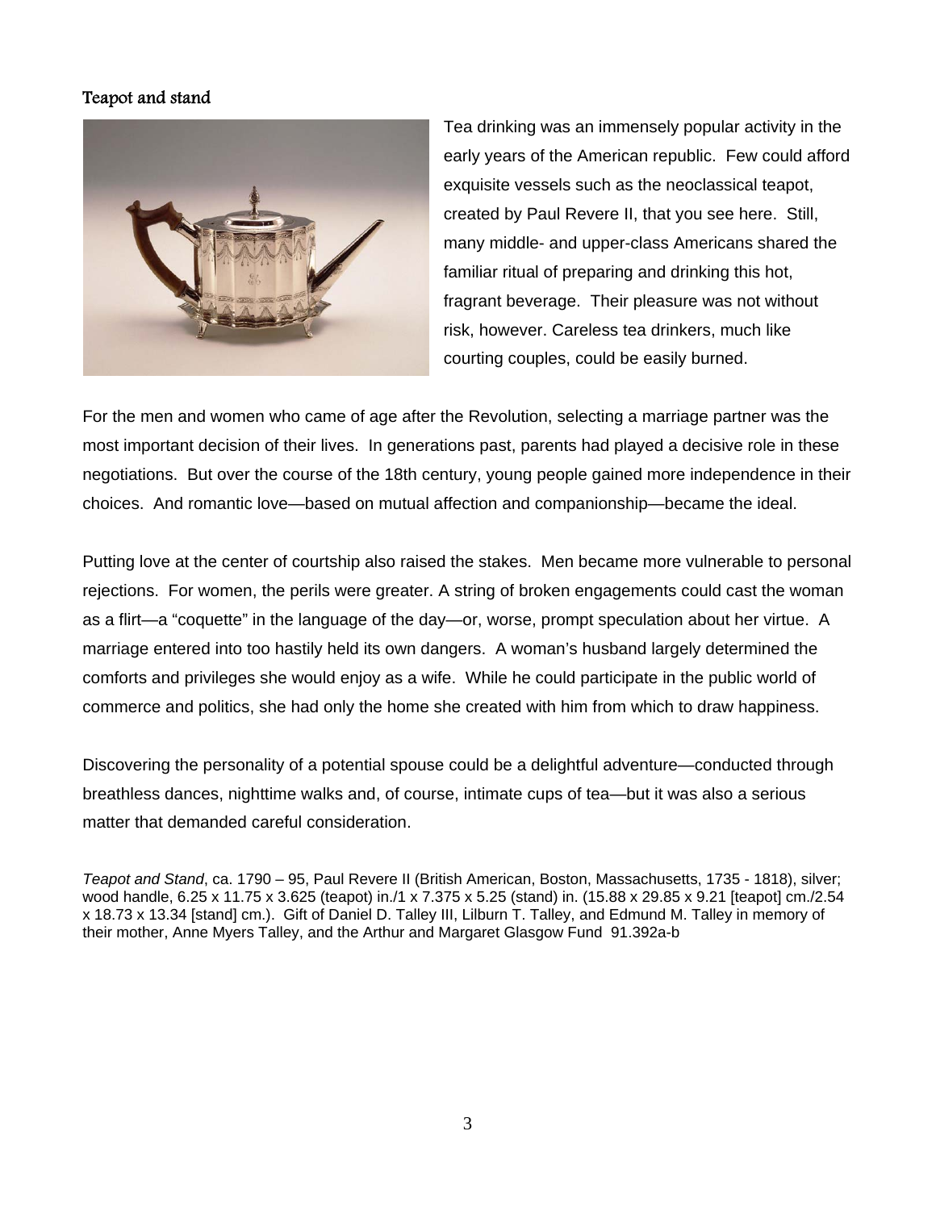## Teapot and stand

Tea drinking was an immensely popular activity in the early years of the American republic. Few could afford exquisite vessels such as the neoclassical teapot, created by Paul Revere II, that you see here. Still, many middle- and upper-class Americans shared the familiar ritual of preparing and drinking this hot, fragrant beverage. Their pleasure was not without risk, however. Careless tea drinkers, much like courting couples, could be easily burned.

For the men and women who came of age after the Revolution, selecting a marriage partner was the most important decision of their lives. In generations past, parents had played a decisive role in these negotiations. But over the course of the 18th century, young people gained more independence in their choices. And romantic love—based on mutual affection and companionship—became the ideal.

Putting love at the center of courtship also raised the stakes. Men became more vulnerable to personal rejections. For women, the perils were greater. A string of broken engagements could cast the woman as a flirt—a "coquette" in the language of the day—or, worse, prompt speculation about her virtue. A marriage entered into too hastily held its own dangers. A woman's husband largely determined the comforts and privileges she would enjoy as a wife. While he could participate in the public world of commerce and politics, she had only the home she created with him from which to draw happiness.

Discovering the personality of a potential spouse could be a delightful adventure—conducted through breathless dances, nighttime walks and, of course, intimate cups of tea—but it was also a serious matter that demanded careful consideration.

*Teapot and Stand*, ca. 1790 – 95, Paul Revere II (British American, Boston, Massachusetts, 1735 - 1818), silver; wood handle, 6.25 x 11.75 x 3.625 (teapot) in./1 x 7.375 x 5.25 (stand) in. (15.88 x 29.85 x 9.21 [teapot] cm./2.54 x 18.73 x 13.34 [stand] cm.). Gift of Daniel D. Talley III, Lilburn T. Talley, and Edmund M. Talley in memory of their mother, Anne Myers Talley, and the Arthur and Margaret Glasgow Fund 91.392a-b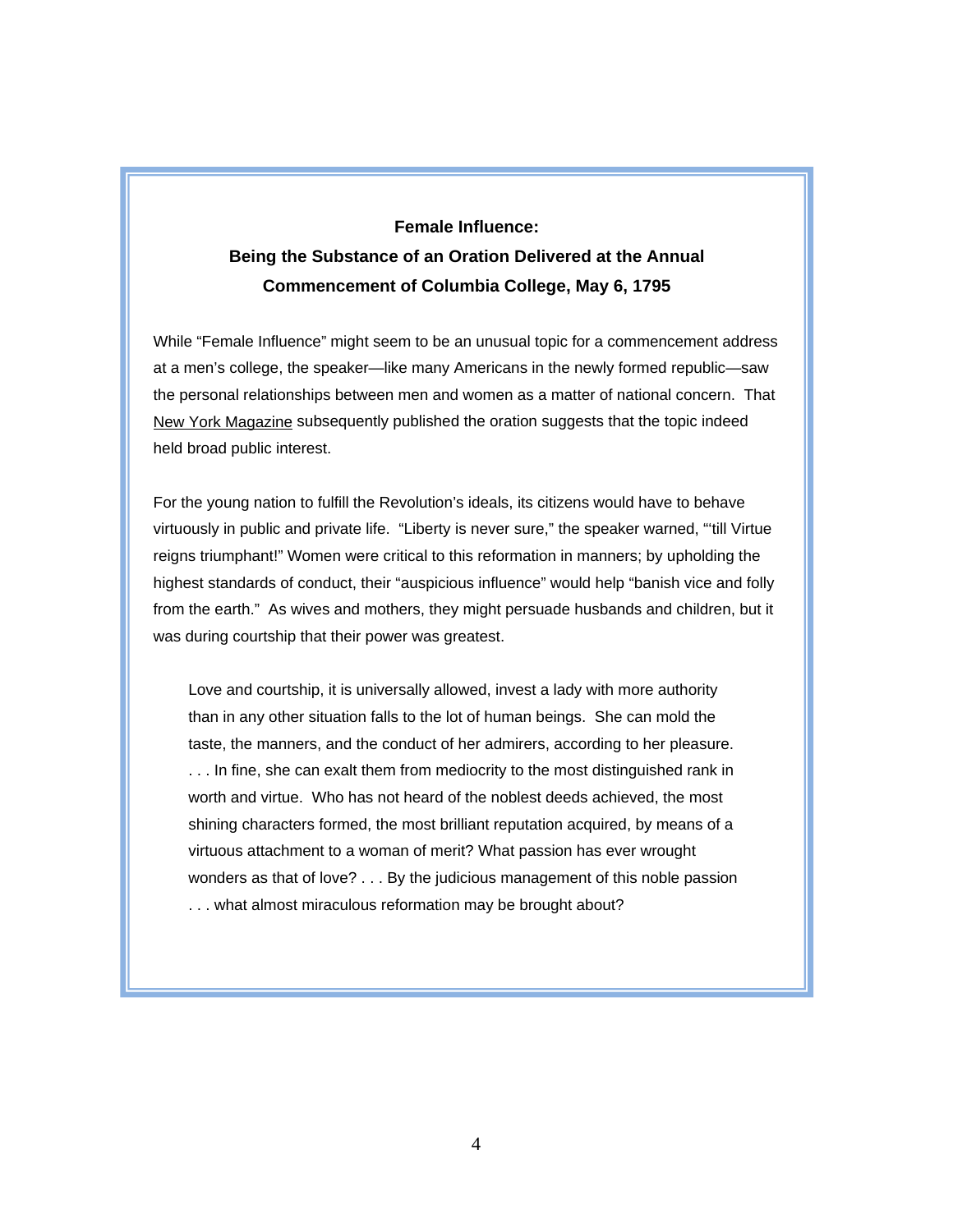**Female Influence:**

**Being the Substance of an Oration Delivered at the Annual Commencement of Columbia College, May 6, 1795**

While "Female Influence" might seem to be an unusual topic for a commencement address at a men's college, the speaker—like many Americans in the newly formed republic—saw the personal relationships between men and women as a matter of national concern. That New York Magazine subsequently published the oration suggests that the topic indeed held broad public interest.

For the young nation to fulfill the Revolution's ideals, its citizens would have to behave virtuously in public and private life. "Liberty is never sure," the speaker warned, "'till Virtue reigns triumphant!" Women were critical to this reformation in manners; by upholding the highest standards of conduct, their "auspicious influence" would help "banish vice and folly from the earth." As wives and mothers, they might persuade husbands and children, but it was during courtship that their power was greatest.

> Love and courtship, it is universally allowed, invest a lady with more authority than in any other situation falls to the lot of human beings. She can mold the taste, the manners, and the conduct of her admirers, according to her pleasure. . . . In fine, she can exalt them from mediocrity to the most distinguished rank in worth and virtue. Who has not heard of the noblest deeds achieved, the most shining characters formed, the most brilliant reputation acquired, by means of a virtuous attachment to a woman of merit? What passion has ever wrought wonders as that of love? . . . By the judicious management of this noble passion . . . what almost miraculous reformation may be brought about?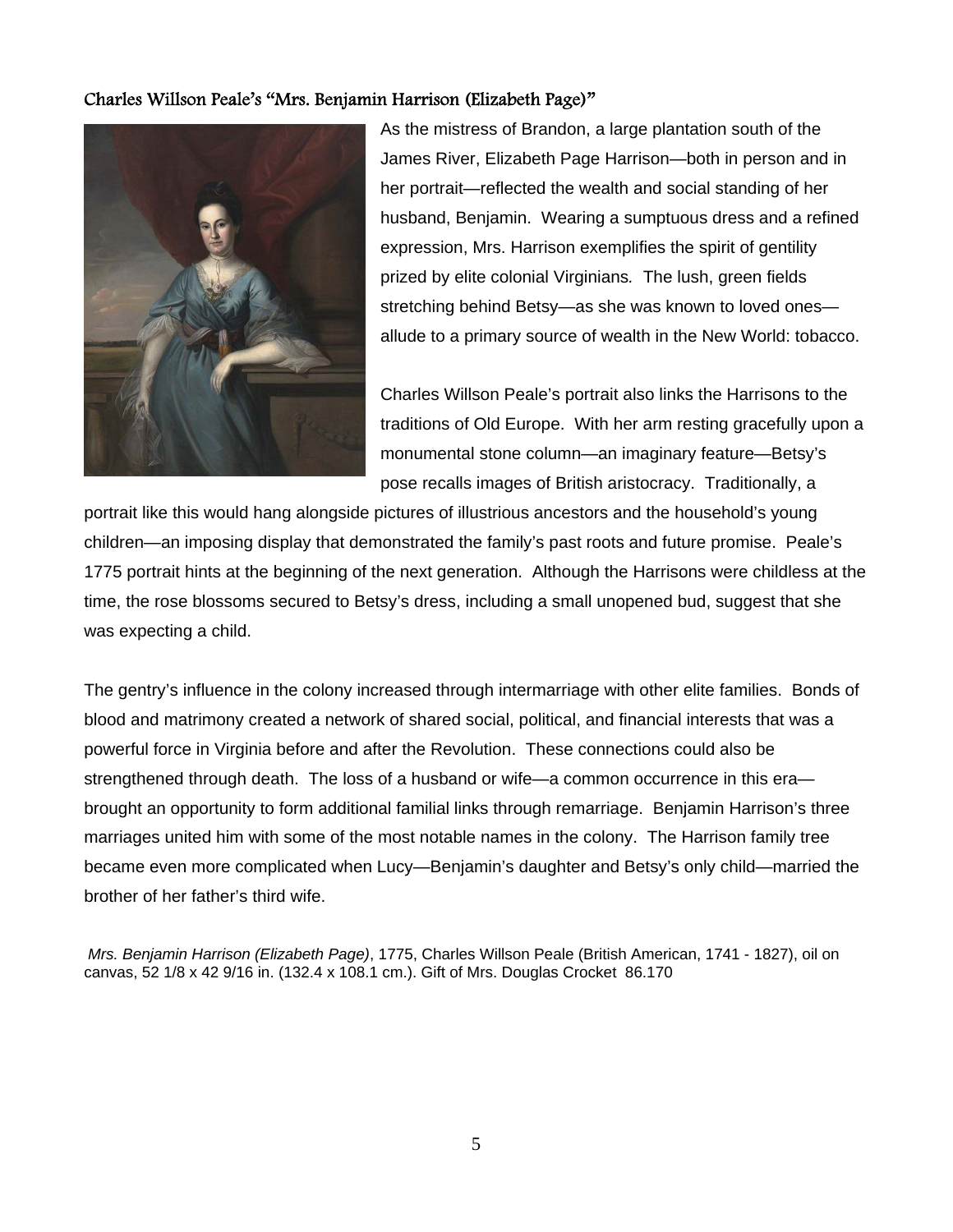### Charles Willson Peale's "Mrs. Benjamin Harrison (Elizabeth Page)"

As the mistress of Brandon, a large plantation south of the James River, Elizabeth Page Harrison—both in person and in her portrait—reflected the wealth and social standing of her husband, Benjamin. Wearing a sumptuous dress and a refined expression, Mrs. Harrison exemplifies the spirit of gentility prized by elite colonial Virginians. The lush, green fields stretching behind Betsy—as she was known to loved ones—allude to a primary source of wealth in the New World: tobacco.

Charles Willson Peale's portrait also links the Harrisons to the traditions of Old Europe. With her arm resting gracefully upon a monumental stone column—an imaginary feature—Betsy's pose recalls images of British aristocracy. Traditionally, a portrait like this would hang alongside pictures of illustrious ancestors and the household's young children—an imposing display that demonstrated the family's past roots and future promise. Peale's 1775 portrait hints at the beginning of the next generation. Although the Harrisons were childless at the time, the rose blossoms secured to Betsy's dress, including a small unopened bud, suggest that she was expecting a child.

The gentry's influence in the colony increased through intermarriage with other elite families. Bonds of blood and matrimony created a network of shared social, political, and financial interests that was a powerful force in Virginia before and after the Revolution. These connections could also be strengthened through death. The loss of a husband or wife—a common occurrence in this era—brought an opportunity to form additional familial links through remarriage. Benjamin Harrison's three marriages united him with some of the most notable names in the colony. The Harrison family tree became even more complicated when Lucy—Benjamin's daughter and Betsy's only child—married the brother of her father's third wife.

*Mrs. Benjamin Harrison (Elizabeth Page)*, 1775, Charles Willson Peale (British American, 1741 - 1827), oil on canvas, 52 1/8 x 42 9/16 in. (132.4 x 108.1 cm.). Gift of Mrs. Douglas Crocket 86.170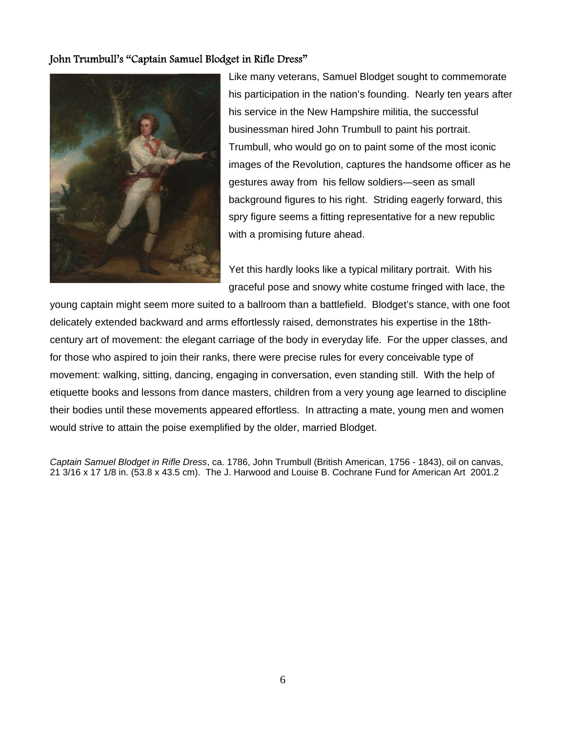## John Trumbull's "Captain Samuel Blodget in Rifle Dress"

Like many veterans, Samuel Blodget sought to commemorate his participation in the nation's founding. Nearly ten years after his service in the New Hampshire militia, the successful businessman hired John Trumbull to paint his portrait. Trumbull, who would go on to paint some of the most iconic images of the Revolution, captures the handsome officer as he gestures away from his fellow soldiers—seen as small background figures to his right. Striding eagerly forward, this spry figure seems a fitting representative for a new republic with a promising future ahead.

Yet this hardly looks like a typical military portrait. With his graceful pose and snowy white costume fringed with lace, the young captain might seem more suited to a ballroom than a battlefield. Blodget's stance, with one foot delicately extended backward and arms effortlessly raised, demonstrates his expertise in the 18th-century art of movement: the elegant carriage of the body in everyday life. For the upper classes, and for those who aspired to join their ranks, there were precise rules for every conceivable type of movement: walking, sitting, dancing, engaging in conversation, even standing still. With the help of etiquette books and lessons from dance masters, children from a very young age learned to discipline their bodies until these movements appeared effortless. In attracting a mate, young men and women would strive to attain the poise exemplified by the older, married Blodget.

*Captain Samuel Blodget in Rifle Dress*, ca. 1786, John Trumbull (British American, 1756 - 1843), oil on canvas, 21 3/16 x 17 1/8 in. (53.8 x 43.5 cm). The J. Harwood and Louise B. Cochrane Fund for American Art 2001.2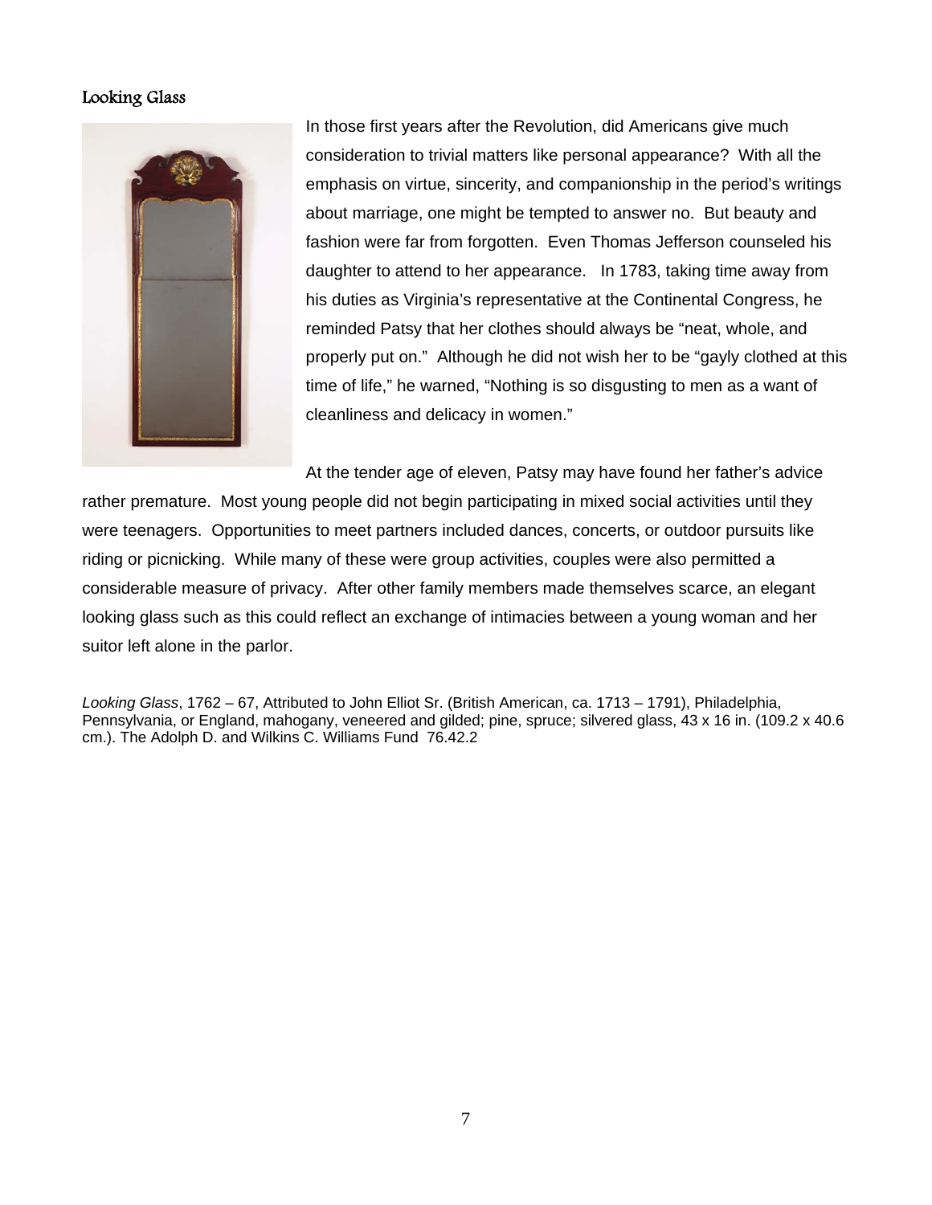## Looking Glass

In those first years after the Revolution, did Americans give much consideration to trivial matters like personal appearance? With all the emphasis on virtue, sincerity, and companionship in the period's writings about marriage, one might be tempted to answer no. But beauty and fashion were far from forgotten. Even Thomas Jefferson counseled his daughter to attend to her appearance. In 1783, taking time away from his duties as Virginia's representative at the Continental Congress, he reminded Patsy that her clothes should always be "neat, whole, and properly put on." Although he did not wish her to be "gayly clothed at this time of life," he warned, "Nothing is so disgusting to men as a want of cleanliness and delicacy in women."

At the tender age of eleven, Patsy may have found her father's advice rather premature. Most young people did not begin participating in mixed social activities until they were teenagers. Opportunities to meet partners included dances, concerts, or outdoor pursuits like riding or picnicking. While many of these were group activities, couples were also permitted a considerable measure of privacy. After other family members made themselves scarce, an elegant looking glass such as this could reflect an exchange of intimacies between a young woman and her suitor left alone in the parlor.

*Looking Glass*, 1762 – 67, Attributed to John Elliot Sr. (British American, ca. 1713 – 1791), Philadelphia, Pennsylvania, or England, mahogany, veneered and gilded; pine, spruce; silvered glass, 43 x 16 in. (109.2 x 40.6 cm.). The Adolph D. and Wilkins C. Williams Fund 76.42.2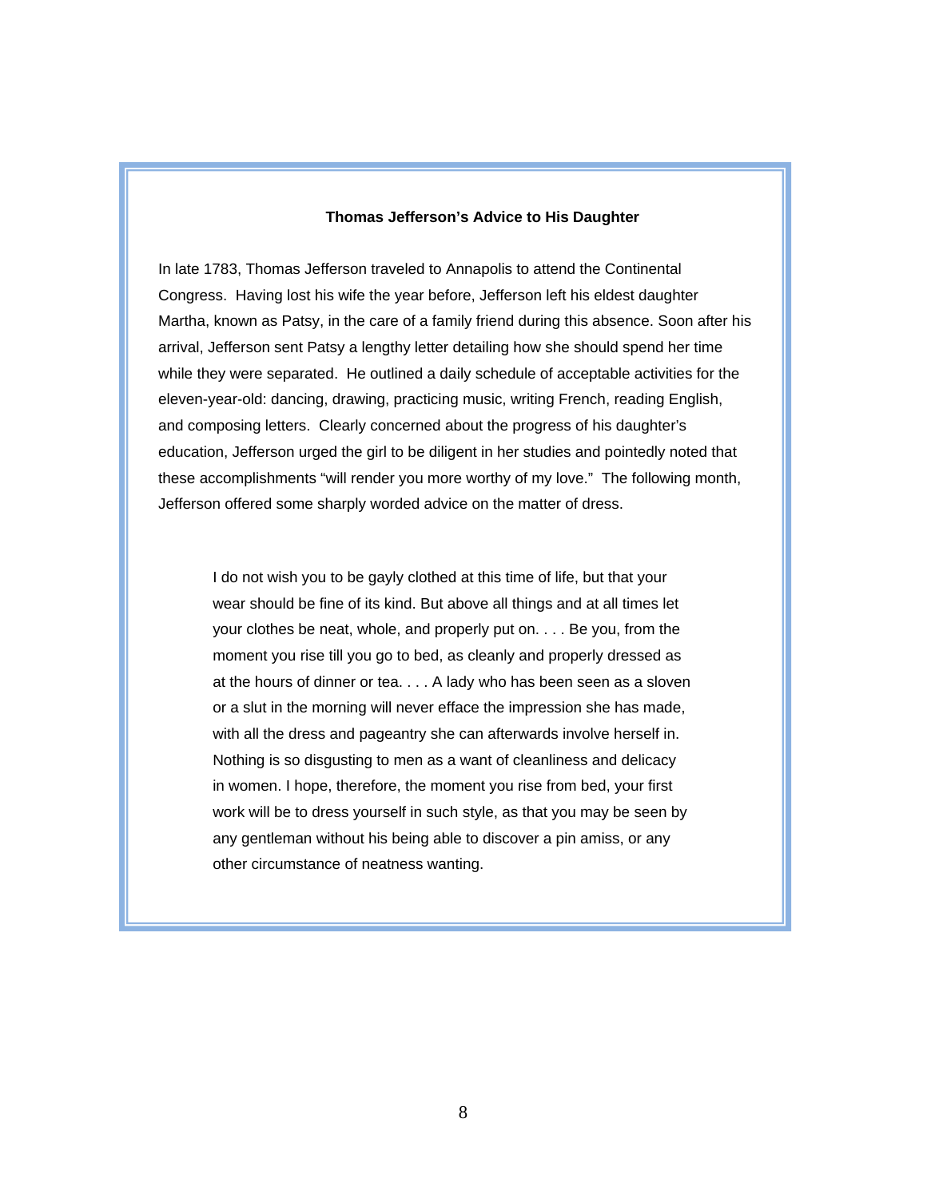### Thomas Jefferson's Advice to His Daughter

In late 1783, Thomas Jefferson traveled to Annapolis to attend the Continental Congress. Having lost his wife the year before, Jefferson left his eldest daughter Martha, known as Patsy, in the care of a family friend during this absence. Soon after his arrival, Jefferson sent Patsy a lengthy letter detailing how she should spend her time while they were separated. He outlined a daily schedule of acceptable activities for the eleven-year-old: dancing, drawing, practicing music, writing French, reading English, and composing letters. Clearly concerned about the progress of his daughter's education, Jefferson urged the girl to be diligent in her studies and pointedly noted that these accomplishments "will render you more worthy of my love." The following month, Jefferson offered some sharply worded advice on the matter of dress.

> I do not wish you to be gayly clothed at this time of life, but that your wear should be fine of its kind. But above all things and at all times let your clothes be neat, whole, and properly put on. . . . Be you, from the moment you rise till you go to bed, as cleanly and properly dressed as at the hours of dinner or tea. . . . A lady who has been seen as a sloven or a slut in the morning will never efface the impression she has made, with all the dress and pageantry she can afterwards involve herself in. Nothing is so disgusting to men as a want of cleanliness and delicacy in women. I hope, therefore, the moment you rise from bed, your first work will be to dress yourself in such style, as that you may be seen by any gentleman without his being able to discover a pin amiss, or any other circumstance of neatness wanting.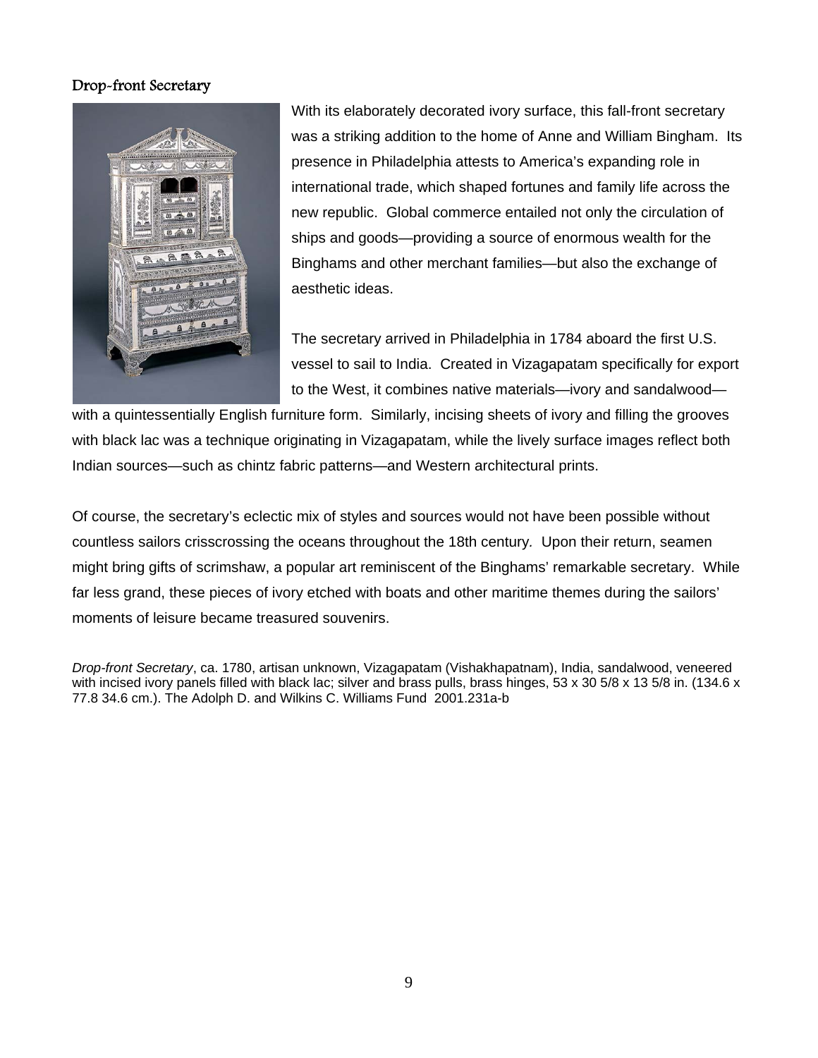### Drop-front Secretary

With its elaborately decorated ivory surface, this fall-front secretary was a striking addition to the home of Anne and William Bingham. Its presence in Philadelphia attests to America's expanding role in international trade, which shaped fortunes and family life across the new republic. Global commerce entailed not only the circulation of ships and goods—providing a source of enormous wealth for the Binghams and other merchant families—but also the exchange of aesthetic ideas.

The secretary arrived in Philadelphia in 1784 aboard the first U.S. vessel to sail to India. Created in Vizagapatam specifically for export to the West, it combines native materials—ivory and sandalwood—with a quintessentially English furniture form. Similarly, incising sheets of ivory and filling the grooves with black lac was a technique originating in Vizagapatam, while the lively surface images reflect both Indian sources—such as chintz fabric patterns—and Western architectural prints.

Of course, the secretary's eclectic mix of styles and sources would not have been possible without countless sailors crisscrossing the oceans throughout the 18th century. Upon their return, seamen might bring gifts of scrimshaw, a popular art reminiscent of the Binghams' remarkable secretary. While far less grand, these pieces of ivory etched with boats and other maritime themes during the sailors' moments of leisure became treasured souvenirs.

*Drop-front Secretary*, ca. 1780, artisan unknown, Vizagapatam (Vishakhapatnam), India, sandalwood, veneered with incised ivory panels filled with black lac; silver and brass pulls, brass hinges, 53 x 30 5/8 x 13 5/8 in. (134.6 x 77.8 34.6 cm.). The Adolph D. and Wilkins C. Williams Fund 2001.231a-b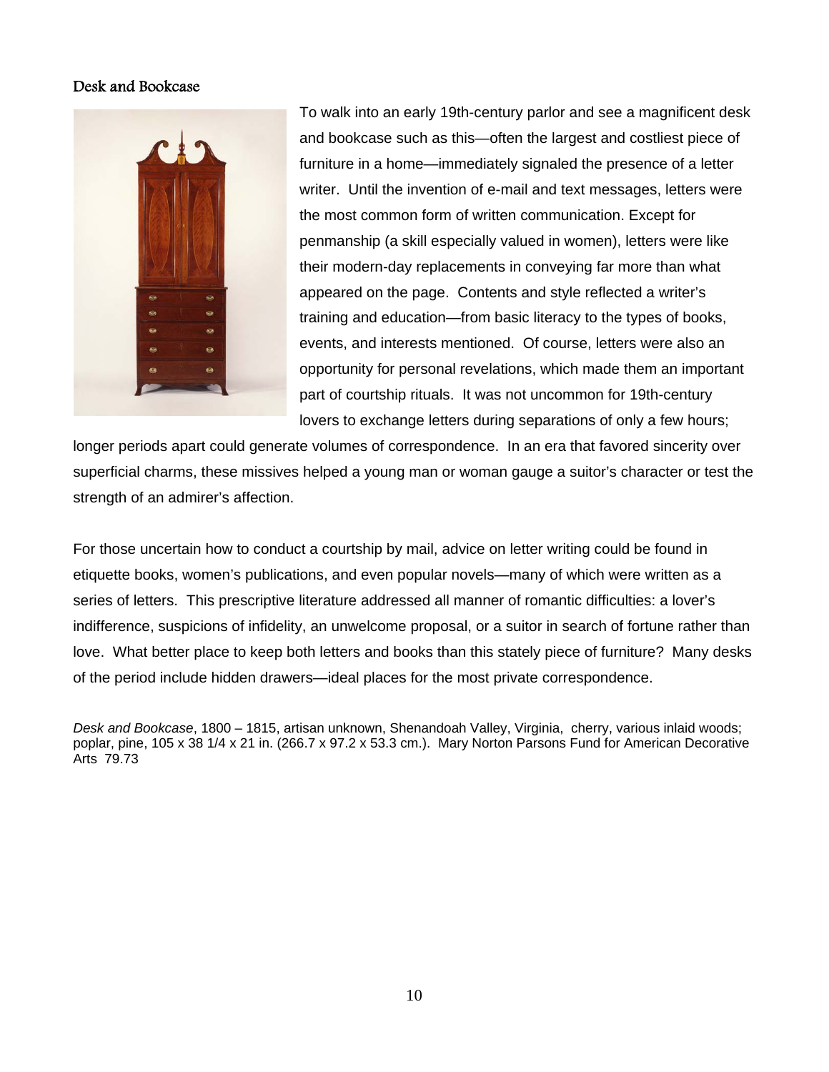## Desk and Bookcase

To walk into an early 19th-century parlor and see a magnificent desk and bookcase such as this—often the largest and costliest piece of furniture in a home—immediately signaled the presence of a letter writer. Until the invention of e-mail and text messages, letters were the most common form of written communication. Except for penmanship (a skill especially valued in women), letters were like their modern-day replacements in conveying far more than what appeared on the page. Contents and style reflected a writer's training and education—from basic literacy to the types of books, events, and interests mentioned. Of course, letters were also an opportunity for personal revelations, which made them an important part of courtship rituals. It was not uncommon for 19th-century lovers to exchange letters during separations of only a few hours; longer periods apart could generate volumes of correspondence. In an era that favored sincerity over superficial charms, these missives helped a young man or woman gauge a suitor's character or test the strength of an admirer's affection.

For those uncertain how to conduct a courtship by mail, advice on letter writing could be found in etiquette books, women's publications, and even popular novels—many of which were written as a series of letters. This prescriptive literature addressed all manner of romantic difficulties: a lover's indifference, suspicions of infidelity, an unwelcome proposal, or a suitor in search of fortune rather than love. What better place to keep both letters and books than this stately piece of furniture? Many desks of the period include hidden drawers—ideal places for the most private correspondence.

*Desk and Bookcase*, 1800 – 1815, artisan unknown, Shenandoah Valley, Virginia, cherry, various inlaid woods; poplar, pine, 105 x 38 1/4 x 21 in. (266.7 x 97.2 x 53.3 cm.). Mary Norton Parsons Fund for American Decorative Arts 79.73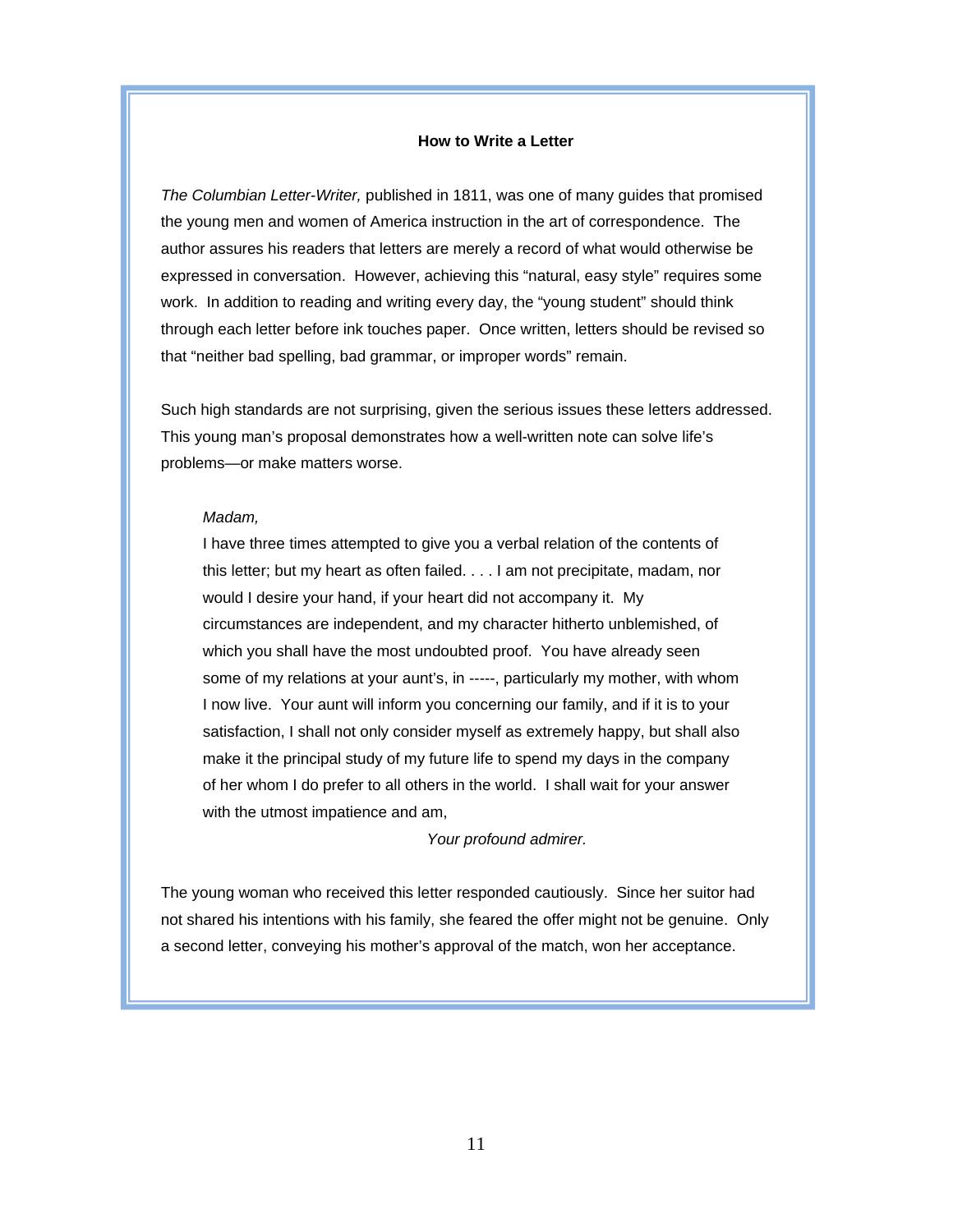## How to Write a Letter

*The Columbian Letter-Writer,* published in 1811, was one of many guides that promised the young men and women of America instruction in the art of correspondence. The author assures his readers that letters are merely a record of what would otherwise be expressed in conversation. However, achieving this “natural, easy style” requires some work. In addition to reading and writing every day, the “young student” should think through each letter before ink touches paper. Once written, letters should be revised so that “neither bad spelling, bad grammar, or improper words” remain.

Such high standards are not surprising, given the serious issues these letters addressed. This young man’s proposal demonstrates how a well-written note can solve life’s problems—or make matters worse.

> *Madam,*
>
> I have three times attempted to give you a verbal relation of the contents of this letter; but my heart as often failed. . . . I am not precipitate, madam, nor would I desire your hand, if your heart did not accompany it. My circumstances are independent, and my character hitherto unblemished, of which you shall have the most undoubted proof. You have already seen some of my relations at your aunt’s, in -----, particularly my mother, with whom I now live. Your aunt will inform you concerning our family, and if it is to your satisfaction, I shall not only consider myself as extremely happy, but shall also make it the principal study of my future life to spend my days in the company of her whom I do prefer to all others in the world. I shall wait for your answer with the utmost impatience and am,
>
> *Your profound admirer.*

The young woman who received this letter responded cautiously. Since her suitor had not shared his intentions with his family, she feared the offer might not be genuine. Only a second letter, conveying his mother’s approval of the match, won her acceptance.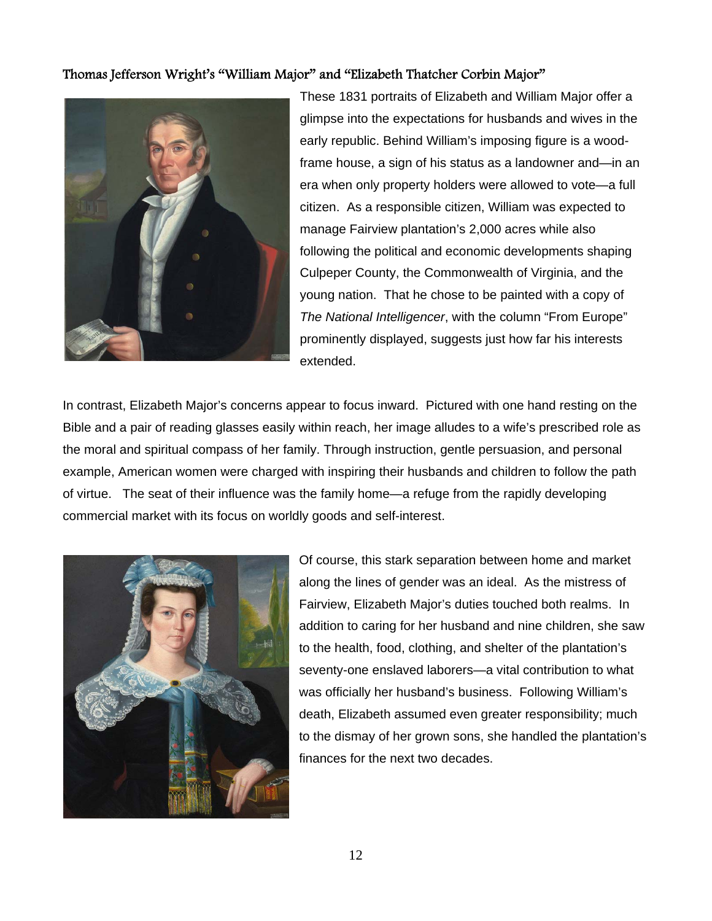### Thomas Jefferson Wright's "William Major" and "Elizabeth Thatcher Corbin Major"

These 1831 portraits of Elizabeth and William Major offer a glimpse into the expectations for husbands and wives in the early republic. Behind William's imposing figure is a wood-frame house, a sign of his status as a landowner and—in an era when only property holders were allowed to vote—a full citizen. As a responsible citizen, William was expected to manage Fairview plantation's 2,000 acres while also following the political and economic developments shaping Culpeper County, the Commonwealth of Virginia, and the young nation. That he chose to be painted with a copy of *The National Intelligencer*, with the column "From Europe" prominently displayed, suggests just how far his interests extended.

In contrast, Elizabeth Major's concerns appear to focus inward. Pictured with one hand resting on the Bible and a pair of reading glasses easily within reach, her image alludes to a wife's prescribed role as the moral and spiritual compass of her family. Through instruction, gentle persuasion, and personal example, American women were charged with inspiring their husbands and children to follow the path of virtue. The seat of their influence was the family home—a refuge from the rapidly developing commercial market with its focus on worldly goods and self-interest.

Of course, this stark separation between home and market along the lines of gender was an ideal. As the mistress of Fairview, Elizabeth Major's duties touched both realms. In addition to caring for her husband and nine children, she saw to the health, food, clothing, and shelter of the plantation's seventy-one enslaved laborers—a vital contribution to what was officially her husband's business. Following William's death, Elizabeth assumed even greater responsibility; much to the dismay of her grown sons, she handled the plantation's finances for the next two decades.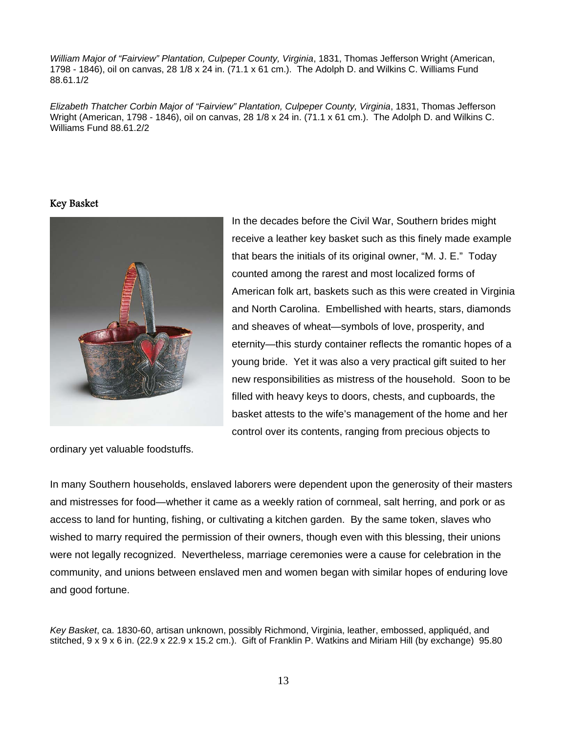*William Major of "Fairview" Plantation, Culpeper County, Virginia*, 1831, Thomas Jefferson Wright (American, 1798 - 1846), oil on canvas, 28 1/8 x 24 in. (71.1 x 61 cm.). The Adolph D. and Wilkins C. Williams Fund 88.61.1/2

*Elizabeth Thatcher Corbin Major of "Fairview" Plantation, Culpeper County, Virginia*, 1831, Thomas Jefferson Wright (American, 1798 - 1846), oil on canvas, 28 1/8 x 24 in. (71.1 x 61 cm.). The Adolph D. and Wilkins C. Williams Fund 88.61.2/2

## Key Basket

In the decades before the Civil War, Southern brides might receive a leather key basket such as this finely made example that bears the initials of its original owner, "M. J. E." Today counted among the rarest and most localized forms of American folk art, baskets such as this were created in Virginia and North Carolina. Embellished with hearts, stars, diamonds and sheaves of wheat—symbols of love, prosperity, and eternity—this sturdy container reflects the romantic hopes of a young bride. Yet it was also a very practical gift suited to her new responsibilities as mistress of the household. Soon to be filled with heavy keys to doors, chests, and cupboards, the basket attests to the wife's management of the home and her control over its contents, ranging from precious objects to ordinary yet valuable foodstuffs.

In many Southern households, enslaved laborers were dependent upon the generosity of their masters and mistresses for food—whether it came as a weekly ration of cornmeal, salt herring, and pork or as access to land for hunting, fishing, or cultivating a kitchen garden. By the same token, slaves who wished to marry required the permission of their owners, though even with this blessing, their unions were not legally recognized. Nevertheless, marriage ceremonies were a cause for celebration in the community, and unions between enslaved men and women began with similar hopes of enduring love and good fortune.

*Key Basket*, ca. 1830-60, artisan unknown, possibly Richmond, Virginia, leather, embossed, appliquéd, and stitched, 9 x 9 x 6 in. (22.9 x 22.9 x 15.2 cm.). Gift of Franklin P. Watkins and Miriam Hill (by exchange) 95.80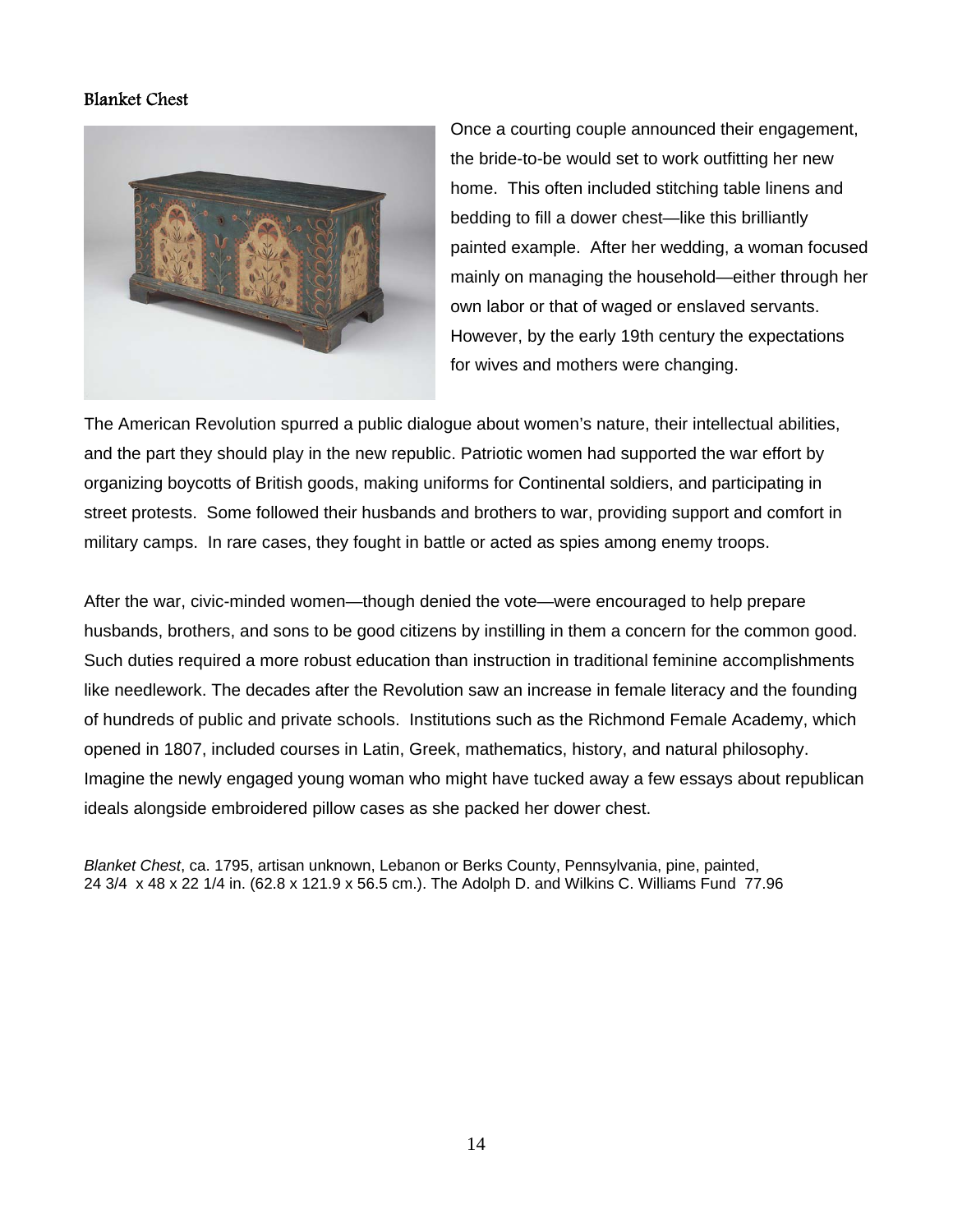## Blanket Chest

Once a courting couple announced their engagement, the bride-to-be would set to work outfitting her new home. This often included stitching table linens and bedding to fill a dower chest—like this brilliantly painted example. After her wedding, a woman focused mainly on managing the household—either through her own labor or that of waged or enslaved servants. However, by the early 19th century the expectations for wives and mothers were changing.

The American Revolution spurred a public dialogue about women's nature, their intellectual abilities, and the part they should play in the new republic. Patriotic women had supported the war effort by organizing boycotts of British goods, making uniforms for Continental soldiers, and participating in street protests. Some followed their husbands and brothers to war, providing support and comfort in military camps. In rare cases, they fought in battle or acted as spies among enemy troops.

After the war, civic-minded women—though denied the vote—were encouraged to help prepare husbands, brothers, and sons to be good citizens by instilling in them a concern for the common good. Such duties required a more robust education than instruction in traditional feminine accomplishments like needlework. The decades after the Revolution saw an increase in female literacy and the founding of hundreds of public and private schools. Institutions such as the Richmond Female Academy, which opened in 1807, included courses in Latin, Greek, mathematics, history, and natural philosophy. Imagine the newly engaged young woman who might have tucked away a few essays about republican ideals alongside embroidered pillow cases as she packed her dower chest.

*Blanket Chest*, ca. 1795, artisan unknown, Lebanon or Berks County, Pennsylvania, pine, painted, 24 3/4 x 48 x 22 1/4 in. (62.8 x 121.9 x 56.5 cm.). The Adolph D. and Wilkins C. Williams Fund 77.96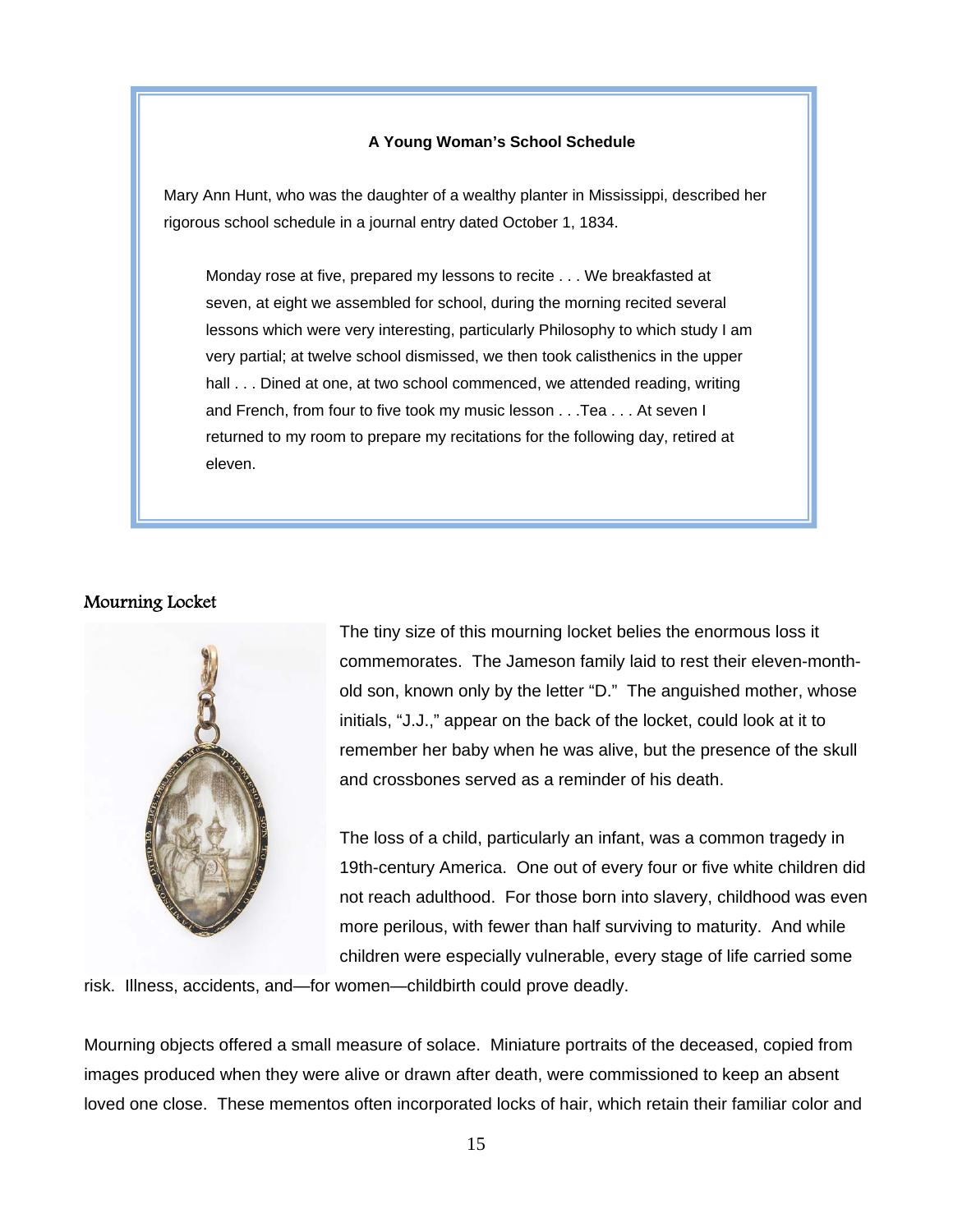**A Young Woman's School Schedule**

Mary Ann Hunt, who was the daughter of a wealthy planter in Mississippi, described her rigorous school schedule in a journal entry dated October 1, 1834.

> Monday rose at five, prepared my lessons to recite . . . We breakfasted at seven, at eight we assembled for school, during the morning recited several lessons which were very interesting, particularly Philosophy to which study I am very partial; at twelve school dismissed, we then took calisthenics in the upper hall . . . Dined at one, at two school commenced, we attended reading, writing and French, from four to five took my music lesson . . .Tea . . . At seven I returned to my room to prepare my recitations for the following day, retired at eleven.

## Mourning Locket

The tiny size of this mourning locket belies the enormous loss it commemorates. The Jameson family laid to rest their eleven-month-old son, known only by the letter "D." The anguished mother, whose initials, "J.J.," appear on the back of the locket, could look at it to remember her baby when he was alive, but the presence of the skull and crossbones served as a reminder of his death.

The loss of a child, particularly an infant, was a common tragedy in 19th-century America. One out of every four or five white children did not reach adulthood. For those born into slavery, childhood was even more perilous, with fewer than half surviving to maturity. And while children were especially vulnerable, every stage of life carried some risk. Illness, accidents, and—for women—childbirth could prove deadly.

Mourning objects offered a small measure of solace. Miniature portraits of the deceased, copied from images produced when they were alive or drawn after death, were commissioned to keep an absent loved one close. These mementos often incorporated locks of hair, which retain their familiar color and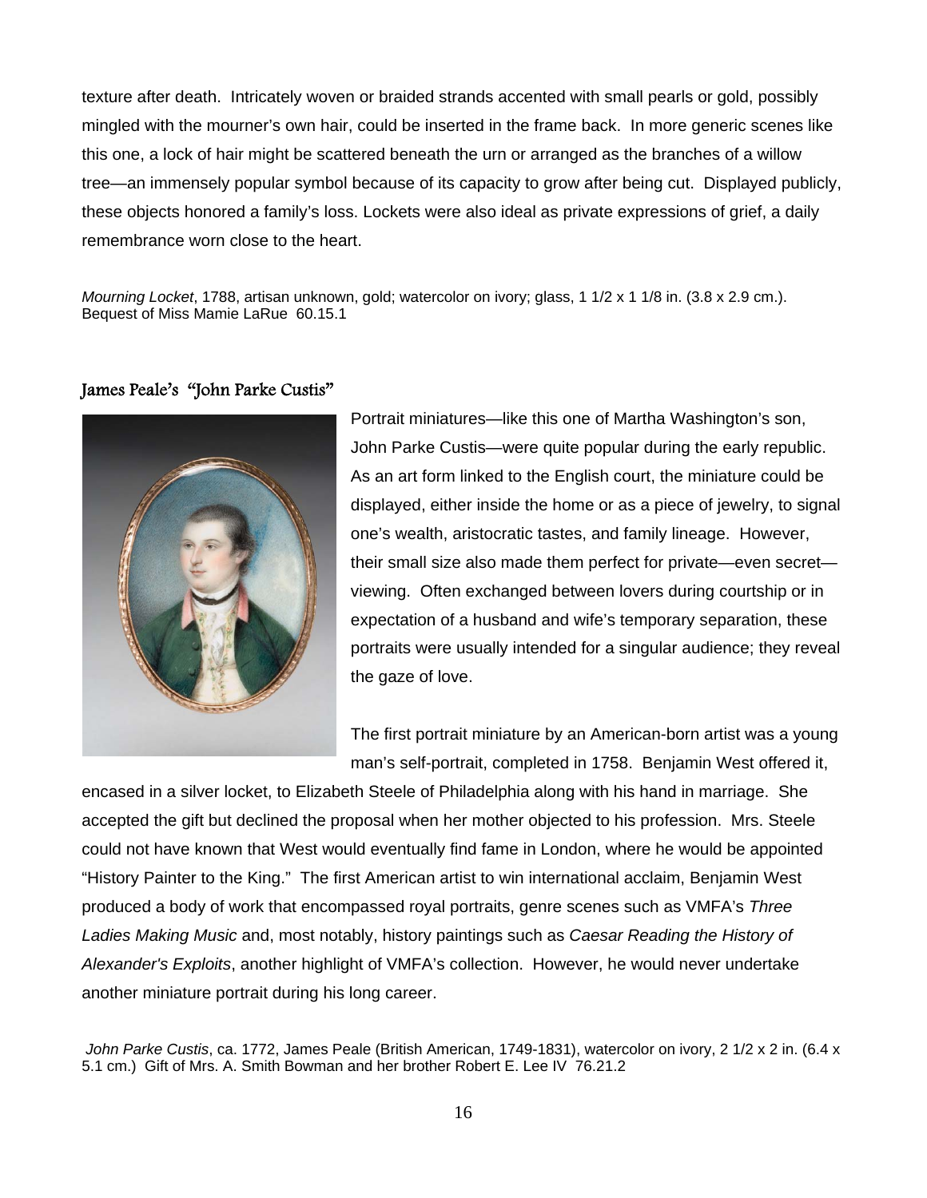texture after death. Intricately woven or braided strands accented with small pearls or gold, possibly mingled with the mourner's own hair, could be inserted in the frame back. In more generic scenes like this one, a lock of hair might be scattered beneath the urn or arranged as the branches of a willow tree—an immensely popular symbol because of its capacity to grow after being cut. Displayed publicly, these objects honored a family's loss. Lockets were also ideal as private expressions of grief, a daily remembrance worn close to the heart.

*Mourning Locket*, 1788, artisan unknown, gold; watercolor on ivory; glass, 1 1/2 x 1 1/8 in. (3.8 x 2.9 cm.). Bequest of Miss Mamie LaRue 60.15.1

## James Peale's "John Parke Custis"

Portrait miniatures—like this one of Martha Washington's son, John Parke Custis—were quite popular during the early republic. As an art form linked to the English court, the miniature could be displayed, either inside the home or as a piece of jewelry, to signal one's wealth, aristocratic tastes, and family lineage. However, their small size also made them perfect for private—even secret—viewing. Often exchanged between lovers during courtship or in expectation of a husband and wife's temporary separation, these portraits were usually intended for a singular audience; they reveal the gaze of love.

The first portrait miniature by an American-born artist was a young man's self-portrait, completed in 1758. Benjamin West offered it, encased in a silver locket, to Elizabeth Steele of Philadelphia along with his hand in marriage. She accepted the gift but declined the proposal when her mother objected to his profession. Mrs. Steele could not have known that West would eventually find fame in London, where he would be appointed "History Painter to the King." The first American artist to win international acclaim, Benjamin West produced a body of work that encompassed royal portraits, genre scenes such as VMFA's *Three Ladies Making Music* and, most notably, history paintings such as *Caesar Reading the History of Alexander's Exploits*, another highlight of VMFA's collection. However, he would never undertake another miniature portrait during his long career.

*John Parke Custis*, ca. 1772, James Peale (British American, 1749-1831), watercolor on ivory, 2 1/2 x 2 in. (6.4 x 5.1 cm.) Gift of Mrs. A. Smith Bowman and her brother Robert E. Lee IV 76.21.2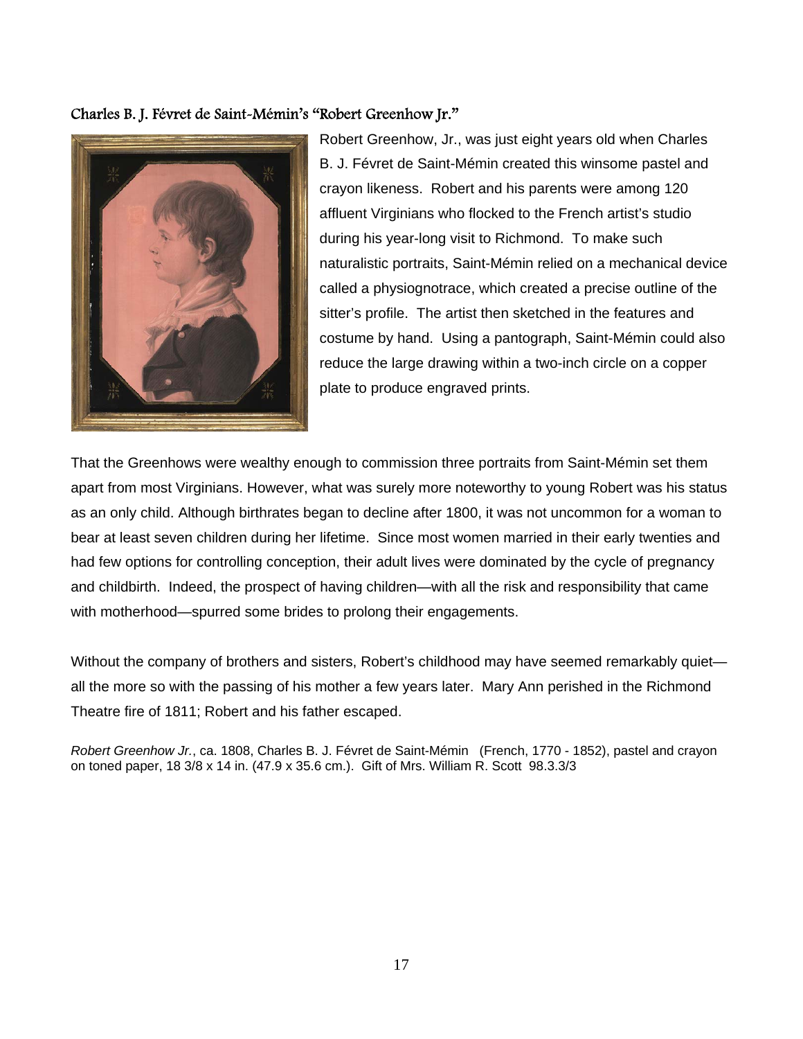### Charles B. J. Févret de Saint-Mémin's "Robert Greenhow Jr."

Robert Greenhow, Jr., was just eight years old when Charles B. J. Févret de Saint-Mémin created this winsome pastel and crayon likeness. Robert and his parents were among 120 affluent Virginians who flocked to the French artist's studio during his year-long visit to Richmond. To make such naturalistic portraits, Saint-Mémin relied on a mechanical device called a physiognotrace, which created a precise outline of the sitter's profile. The artist then sketched in the features and costume by hand. Using a pantograph, Saint-Mémin could also reduce the large drawing within a two-inch circle on a copper plate to produce engraved prints.

That the Greenhows were wealthy enough to commission three portraits from Saint-Mémin set them apart from most Virginians. However, what was surely more noteworthy to young Robert was his status as an only child. Although birthrates began to decline after 1800, it was not uncommon for a woman to bear at least seven children during her lifetime. Since most women married in their early twenties and had few options for controlling conception, their adult lives were dominated by the cycle of pregnancy and childbirth. Indeed, the prospect of having children—with all the risk and responsibility that came with motherhood—spurred some brides to prolong their engagements.

Without the company of brothers and sisters, Robert's childhood may have seemed remarkably quiet—all the more so with the passing of his mother a few years later. Mary Ann perished in the Richmond Theatre fire of 1811; Robert and his father escaped.

*Robert Greenhow Jr.*, ca. 1808, Charles B. J. Févret de Saint-Mémin (French, 1770 - 1852), pastel and crayon on toned paper, 18 3/8 x 14 in. (47.9 x 35.6 cm.). Gift of Mrs. William R. Scott 98.3.3/3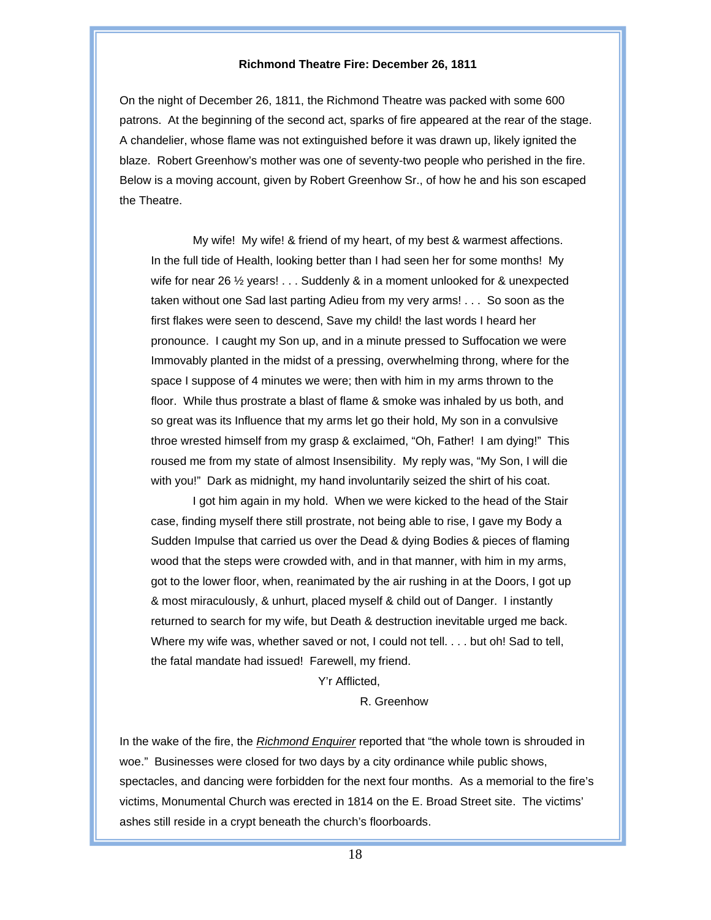## Richmond Theatre Fire: December 26, 1811

On the night of December 26, 1811, the Richmond Theatre was packed with some 600 patrons. At the beginning of the second act, sparks of fire appeared at the rear of the stage. A chandelier, whose flame was not extinguished before it was drawn up, likely ignited the blaze. Robert Greenhow's mother was one of seventy-two people who perished in the fire. Below is a moving account, given by Robert Greenhow Sr., of how he and his son escaped the Theatre.

> My wife! My wife! & friend of my heart, of my best & warmest affections. In the full tide of Health, looking better than I had seen her for some months! My wife for near 26 ½ years! . . . Suddenly & in a moment unlooked for & unexpected taken without one Sad last parting Adieu from my very arms! . . . So soon as the first flakes were seen to descend, Save my child! the last words I heard her pronounce. I caught my Son up, and in a minute pressed to Suffocation we were Immovably planted in the midst of a pressing, overwhelming throng, where for the space I suppose of 4 minutes we were; then with him in my arms thrown to the floor. While thus prostrate a blast of flame & smoke was inhaled by us both, and so great was its Influence that my arms let go their hold, My son in a convulsive throe wrested himself from my grasp & exclaimed, "Oh, Father! I am dying!" This roused me from my state of almost Insensibility. My reply was, "My Son, I will die with you!" Dark as midnight, my hand involuntarily seized the shirt of his coat.
>
> I got him again in my hold. When we were kicked to the head of the Stair case, finding myself there still prostrate, not being able to rise, I gave my Body a Sudden Impulse that carried us over the Dead & dying Bodies & pieces of flaming wood that the steps were crowded with, and in that manner, with him in my arms, got to the lower floor, when, reanimated by the air rushing in at the Doors, I got up & most miraculously, & unhurt, placed myself & child out of Danger. I instantly returned to search for my wife, but Death & destruction inevitable urged me back. Where my wife was, whether saved or not, I could not tell. . . . but oh! Sad to tell, the fatal mandate had issued! Farewell, my friend.
>
> Y'r Afflicted,
>
> R. Greenhow

In the wake of the fire, the *Richmond Enquirer* reported that "the whole town is shrouded in woe." Businesses were closed for two days by a city ordinance while public shows, spectacles, and dancing were forbidden for the next four months. As a memorial to the fire's victims, Monumental Church was erected in 1814 on the E. Broad Street site. The victims' ashes still reside in a crypt beneath the church's floorboards.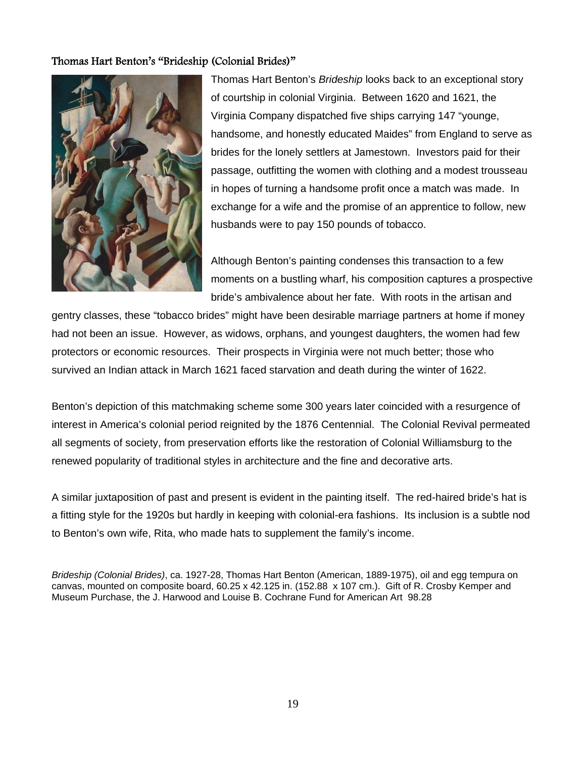### Thomas Hart Benton's "Brideship (Colonial Brides)"

Thomas Hart Benton's *Brideship* looks back to an exceptional story of courtship in colonial Virginia. Between 1620 and 1621, the Virginia Company dispatched five ships carrying 147 "younge, handsome, and honestly educated Maides" from England to serve as brides for the lonely settlers at Jamestown. Investors paid for their passage, outfitting the women with clothing and a modest trousseau in hopes of turning a handsome profit once a match was made. In exchange for a wife and the promise of an apprentice to follow, new husbands were to pay 150 pounds of tobacco.

Although Benton's painting condenses this transaction to a few moments on a bustling wharf, his composition captures a prospective bride's ambivalence about her fate. With roots in the artisan and gentry classes, these "tobacco brides" might have been desirable marriage partners at home if money had not been an issue. However, as widows, orphans, and youngest daughters, the women had few protectors or economic resources. Their prospects in Virginia were not much better; those who survived an Indian attack in March 1621 faced starvation and death during the winter of 1622.

Benton's depiction of this matchmaking scheme some 300 years later coincided with a resurgence of interest in America's colonial period reignited by the 1876 Centennial. The Colonial Revival permeated all segments of society, from preservation efforts like the restoration of Colonial Williamsburg to the renewed popularity of traditional styles in architecture and the fine and decorative arts.

A similar juxtaposition of past and present is evident in the painting itself. The red-haired bride's hat is a fitting style for the 1920s but hardly in keeping with colonial-era fashions. Its inclusion is a subtle nod to Benton's own wife, Rita, who made hats to supplement the family's income.

*Brideship (Colonial Brides)*, ca. 1927-28, Thomas Hart Benton (American, 1889-1975), oil and egg tempura on canvas, mounted on composite board, 60.25 x 42.125 in. (152.88 x 107 cm.). Gift of R. Crosby Kemper and Museum Purchase, the J. Harwood and Louise B. Cochrane Fund for American Art 98.28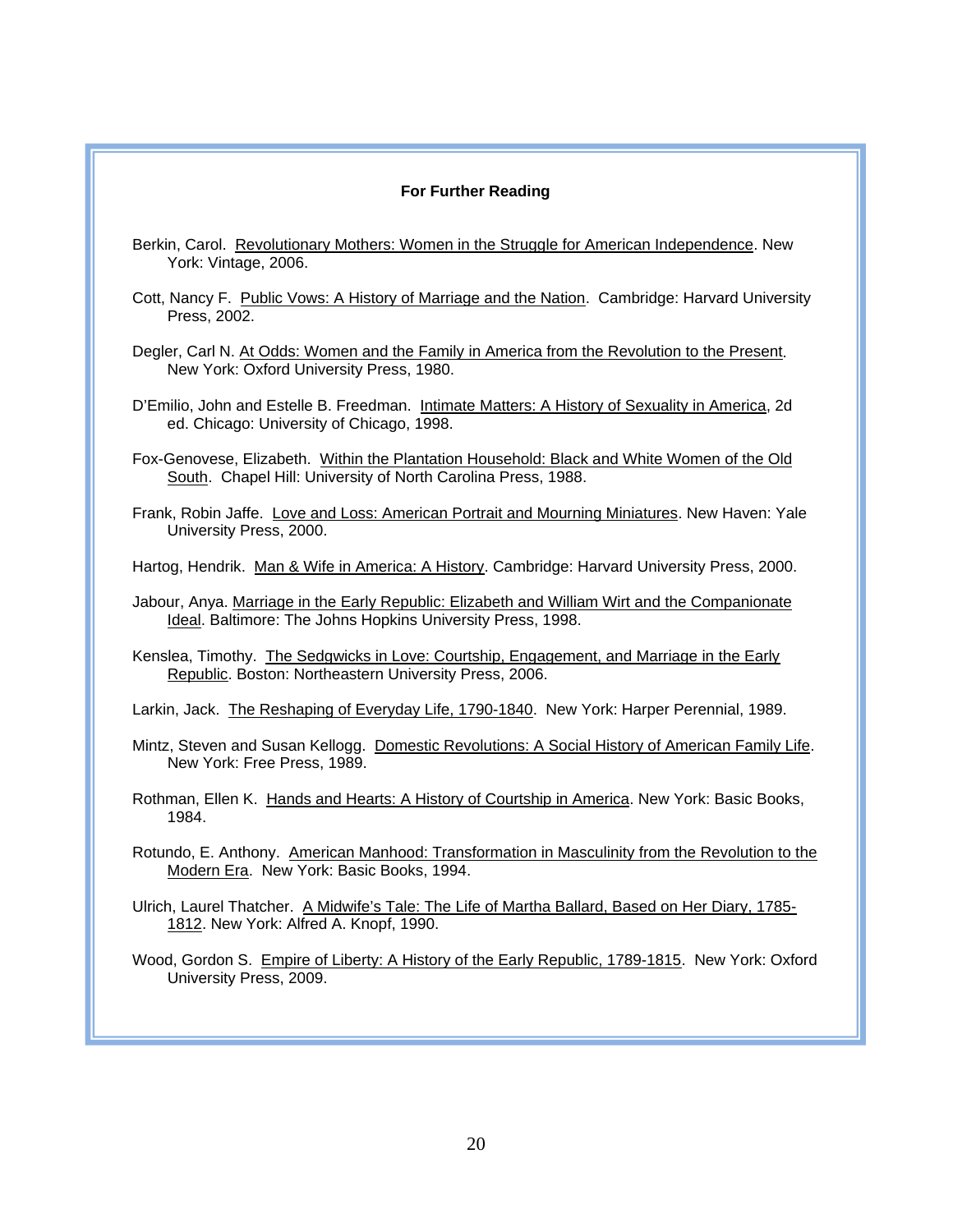**For Further Reading**

Berkin, Carol. Revolutionary Mothers: Women in the Struggle for American Independence. New York: Vintage, 2006.

Cott, Nancy F. Public Vows: A History of Marriage and the Nation. Cambridge: Harvard University Press, 2002.

Degler, Carl N. At Odds: Women and the Family in America from the Revolution to the Present. New York: Oxford University Press, 1980.

D'Emilio, John and Estelle B. Freedman. Intimate Matters: A History of Sexuality in America, 2d ed. Chicago: University of Chicago, 1998.

Fox-Genovese, Elizabeth. Within the Plantation Household: Black and White Women of the Old South. Chapel Hill: University of North Carolina Press, 1988.

Frank, Robin Jaffe. Love and Loss: American Portrait and Mourning Miniatures. New Haven: Yale University Press, 2000.

Hartog, Hendrik. Man & Wife in America: A History. Cambridge: Harvard University Press, 2000.

Jabour, Anya. Marriage in the Early Republic: Elizabeth and William Wirt and the Companionate Ideal. Baltimore: The Johns Hopkins University Press, 1998.

Kenslea, Timothy. The Sedgwicks in Love: Courtship, Engagement, and Marriage in the Early Republic. Boston: Northeastern University Press, 2006.

Larkin, Jack. The Reshaping of Everyday Life, 1790-1840. New York: Harper Perennial, 1989.

Mintz, Steven and Susan Kellogg. Domestic Revolutions: A Social History of American Family Life. New York: Free Press, 1989.

Rothman, Ellen K. Hands and Hearts: A History of Courtship in America. New York: Basic Books, 1984.

Rotundo, E. Anthony. American Manhood: Transformation in Masculinity from the Revolution to the Modern Era. New York: Basic Books, 1994.

Ulrich, Laurel Thatcher. A Midwife's Tale: The Life of Martha Ballard, Based on Her Diary, 1785-1812. New York: Alfred A. Knopf, 1990.

Wood, Gordon S. Empire of Liberty: A History of the Early Republic, 1789-1815. New York: Oxford University Press, 2009.